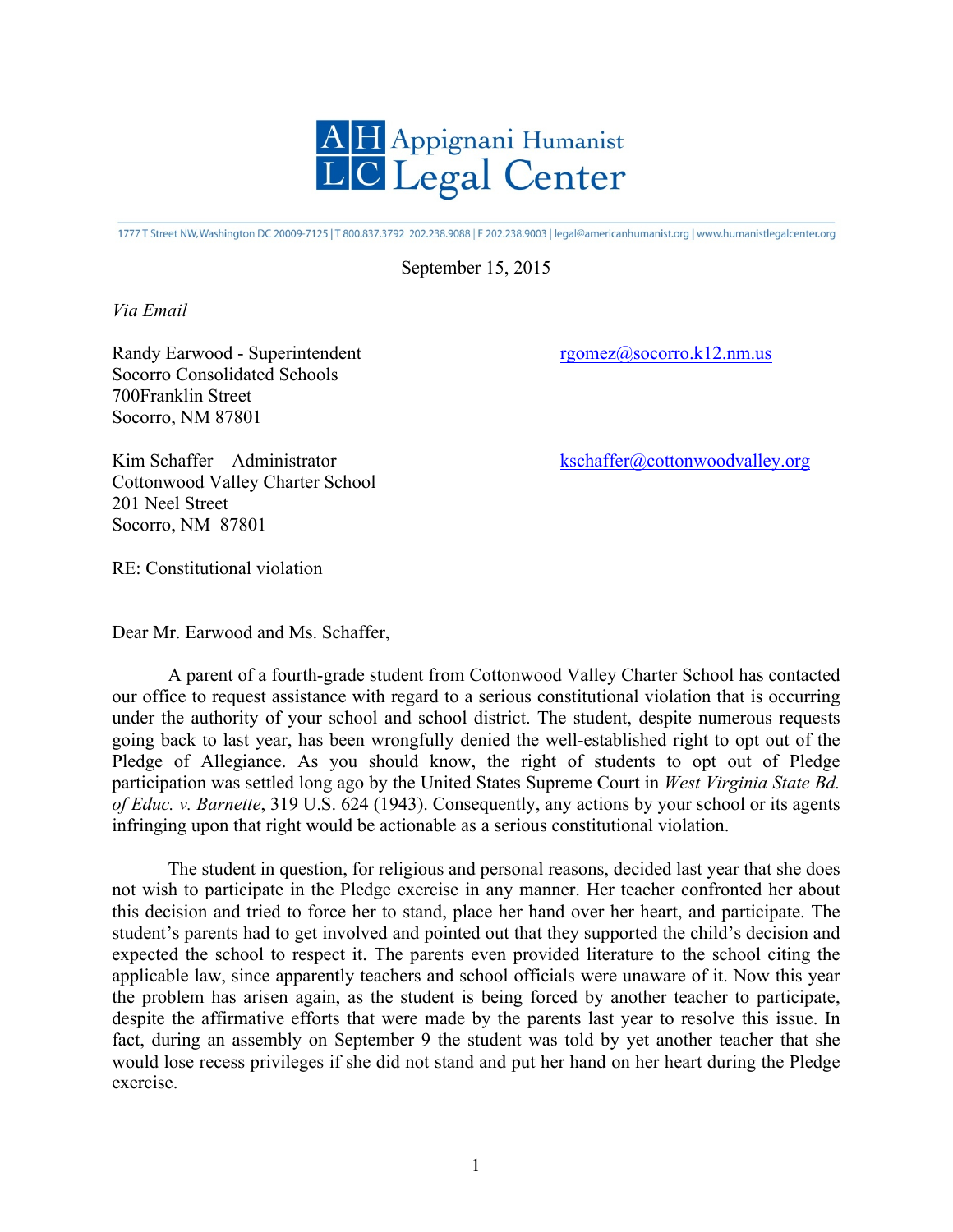Appignani Humanist Legal Center

1777 T Street NW, Washington DC 20009-7125 | T 800.837.3792 202.238.9088 | F 202.238.9003 | legal@americanhumanist.org | www.humanistlegalcenter.org

September 15, 2015

*Via Email*

Randy Earwood - Superintendent
Socorro Consolidated Schools
700Franklin Street
Socorro, NM 87801

rgomez@socorro.k12.nm.us

Kim Schaffer – Administrator
Cottonwood Valley Charter School
201 Neel Street
Socorro, NM 87801

kschaffer@cottonwoodvalley.org

RE: Constitutional violation

Dear Mr. Earwood and Ms. Schaffer,

A parent of a fourth-grade student from Cottonwood Valley Charter School has contacted our office to request assistance with regard to a serious constitutional violation that is occurring under the authority of your school and school district. The student, despite numerous requests going back to last year, has been wrongfully denied the well-established right to opt out of the Pledge of Allegiance. As you should know, the right of students to opt out of Pledge participation was settled long ago by the United States Supreme Court in *West Virginia State Bd. of Educ. v. Barnette*, 319 U.S. 624 (1943). Consequently, any actions by your school or its agents infringing upon that right would be actionable as a serious constitutional violation.

The student in question, for religious and personal reasons, decided last year that she does not wish to participate in the Pledge exercise in any manner. Her teacher confronted her about this decision and tried to force her to stand, place her hand over her heart, and participate. The student's parents had to get involved and pointed out that they supported the child's decision and expected the school to respect it. The parents even provided literature to the school citing the applicable law, since apparently teachers and school officials were unaware of it. Now this year the problem has arisen again, as the student is being forced by another teacher to participate, despite the affirmative efforts that were made by the parents last year to resolve this issue. In fact, during an assembly on September 9 the student was told by yet another teacher that she would lose recess privileges if she did not stand and put her hand on her heart during the Pledge exercise.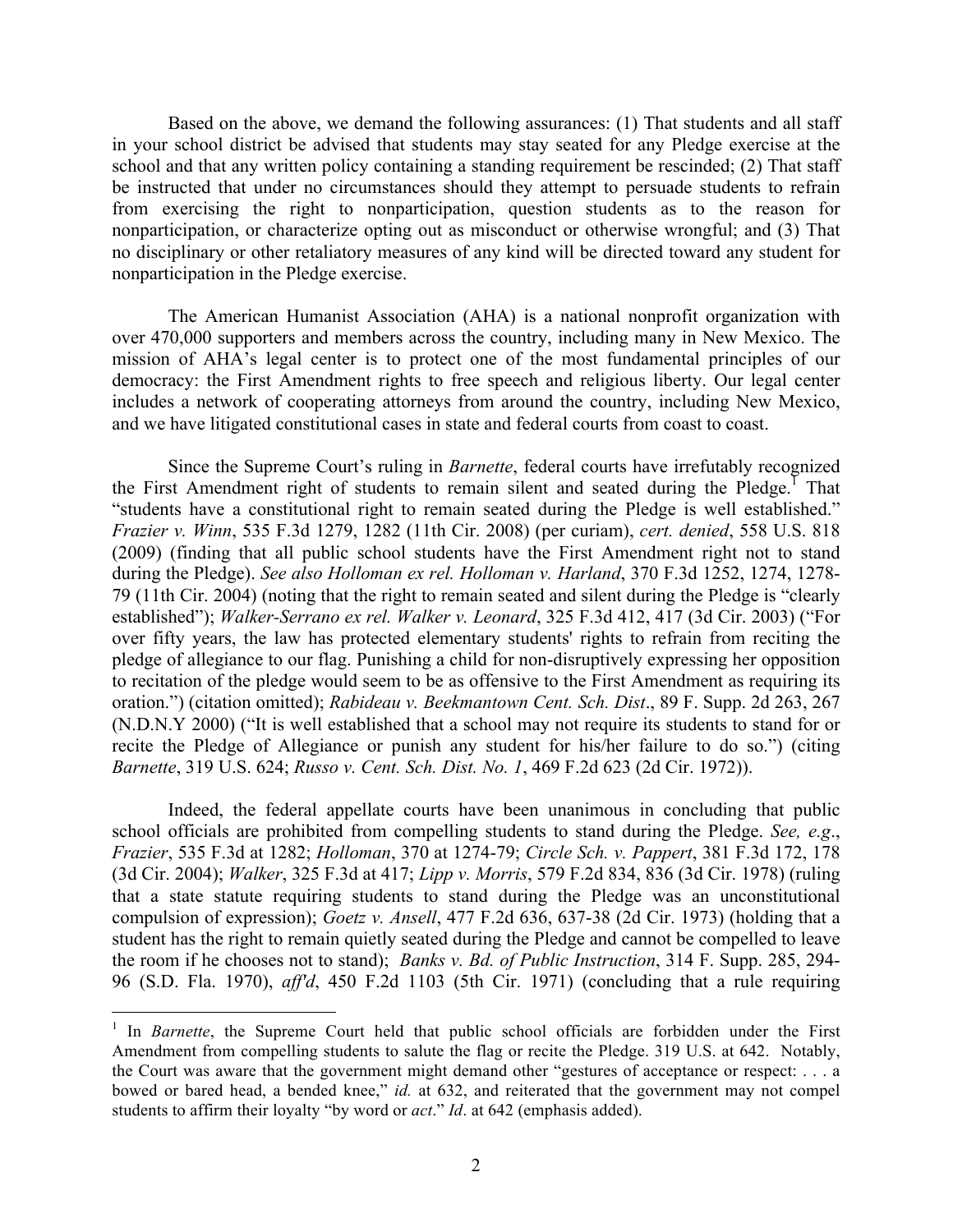Based on the above, we demand the following assurances: (1) That students and all staff in your school district be advised that students may stay seated for any Pledge exercise at the school and that any written policy containing a standing requirement be rescinded; (2) That staff be instructed that under no circumstances should they attempt to persuade students to refrain from exercising the right to nonparticipation, question students as to the reason for nonparticipation, or characterize opting out as misconduct or otherwise wrongful; and (3) That no disciplinary or other retaliatory measures of any kind will be directed toward any student for nonparticipation in the Pledge exercise.

The American Humanist Association (AHA) is a national nonprofit organization with over 470,000 supporters and members across the country, including many in New Mexico. The mission of AHA's legal center is to protect one of the most fundamental principles of our democracy: the First Amendment rights to free speech and religious liberty. Our legal center includes a network of cooperating attorneys from around the country, including New Mexico, and we have litigated constitutional cases in state and federal courts from coast to coast.

Since the Supreme Court's ruling in *Barnette*, federal courts have irrefutably recognized the First Amendment right of students to remain silent and seated during the Pledge.[1] That "students have a constitutional right to remain seated during the Pledge is well established." *Frazier v. Winn*, 535 F.3d 1279, 1282 (11th Cir. 2008) (per curiam), *cert. denied*, 558 U.S. 818 (2009) (finding that all public school students have the First Amendment right not to stand during the Pledge). *See also Holloman ex rel. Holloman v. Harland*, 370 F.3d 1252, 1274, 1278-79 (11th Cir. 2004) (noting that the right to remain seated and silent during the Pledge is "clearly established"); *Walker-Serrano ex rel. Walker v. Leonard*, 325 F.3d 412, 417 (3d Cir. 2003) ("For over fifty years, the law has protected elementary students' rights to refrain from reciting the pledge of allegiance to our flag. Punishing a child for non-disruptively expressing her opposition to recitation of the pledge would seem to be as offensive to the First Amendment as requiring its oration.") (citation omitted); *Rabideau v. Beekmantown Cent. Sch. Dist*., 89 F. Supp. 2d 263, 267 (N.D.N.Y 2000) ("It is well established that a school may not require its students to stand for or recite the Pledge of Allegiance or punish any student for his/her failure to do so.") (citing *Barnette*, 319 U.S. 624; *Russo v. Cent. Sch. Dist. No. 1*, 469 F.2d 623 (2d Cir. 1972)).

Indeed, the federal appellate courts have been unanimous in concluding that public school officials are prohibited from compelling students to stand during the Pledge. *See, e.g*., *Frazier*, 535 F.3d at 1282; *Holloman*, 370 at 1274-79; *Circle Sch. v. Pappert*, 381 F.3d 172, 178 (3d Cir. 2004); *Walker*, 325 F.3d at 417; *Lipp v. Morris*, 579 F.2d 834, 836 (3d Cir. 1978) (ruling that a state statute requiring students to stand during the Pledge was an unconstitutional compulsion of expression); *Goetz v. Ansell*, 477 F.2d 636, 637-38 (2d Cir. 1973) (holding that a student has the right to remain quietly seated during the Pledge and cannot be compelled to leave the room if he chooses not to stand); *Banks v. Bd. of Public Instruction*, 314 F. Supp. 285, 294-96 (S.D. Fla. 1970), *aff'd*, 450 F.2d 1103 (5th Cir. 1971) (concluding that a rule requiring

[1] In *Barnette*, the Supreme Court held that public school officials are forbidden under the First Amendment from compelling students to salute the flag or recite the Pledge. 319 U.S. at 642. Notably, the Court was aware that the government might demand other "gestures of acceptance or respect: . . . a bowed or bared head, a bended knee," *id.* at 632, and reiterated that the government may not compel students to affirm their loyalty "by word or *act*." *Id*. at 642 (emphasis added).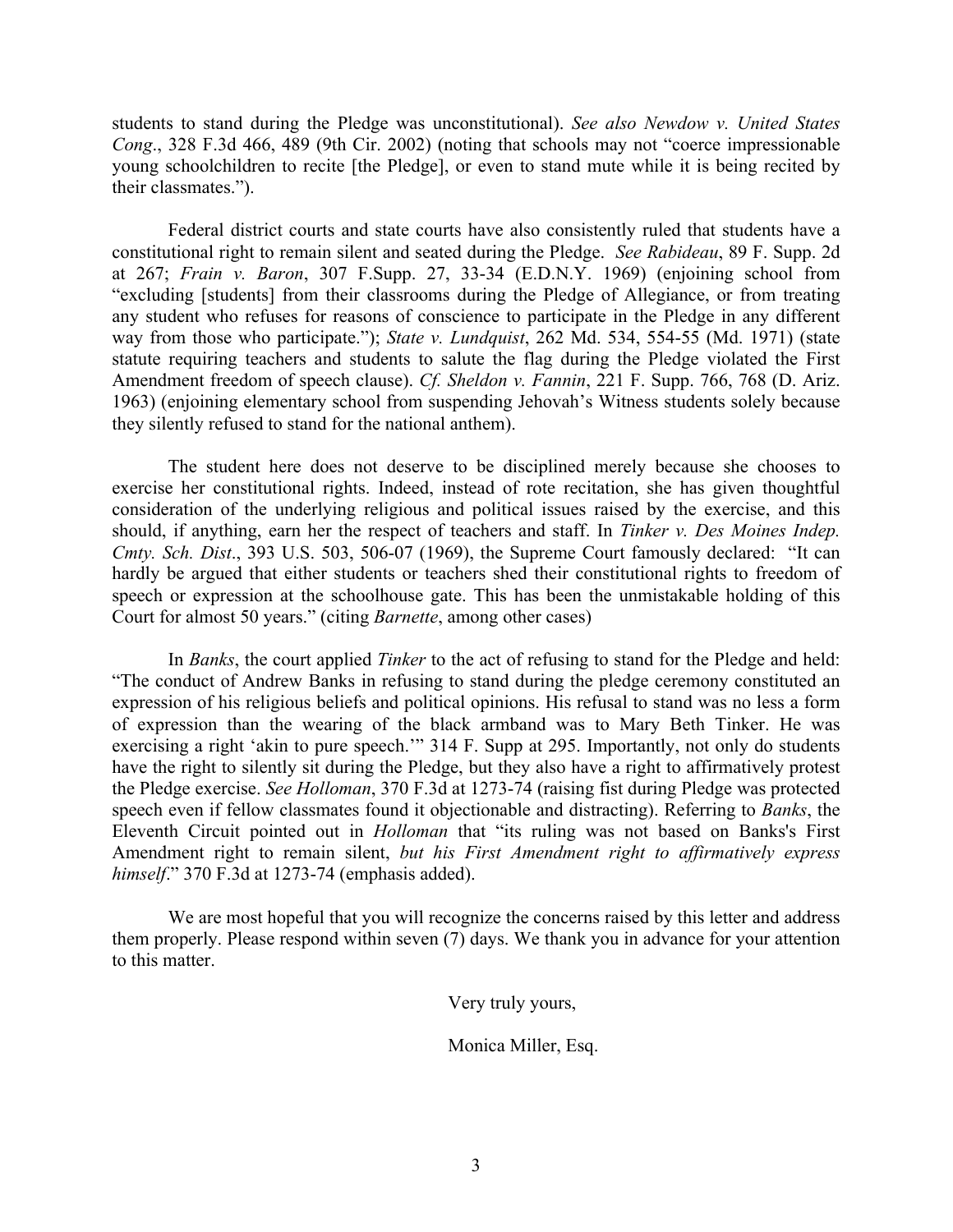students to stand during the Pledge was unconstitutional). *See also Newdow v. United States Cong*., 328 F.3d 466, 489 (9th Cir. 2002) (noting that schools may not "coerce impressionable young schoolchildren to recite [the Pledge], or even to stand mute while it is being recited by their classmates.").

Federal district courts and state courts have also consistently ruled that students have a constitutional right to remain silent and seated during the Pledge. *See Rabideau*, 89 F. Supp. 2d at 267; *Frain v. Baron*, 307 F.Supp. 27, 33-34 (E.D.N.Y. 1969) (enjoining school from "excluding [students] from their classrooms during the Pledge of Allegiance, or from treating any student who refuses for reasons of conscience to participate in the Pledge in any different way from those who participate."); *State v. Lundquist*, 262 Md. 534, 554-55 (Md. 1971) (state statute requiring teachers and students to salute the flag during the Pledge violated the First Amendment freedom of speech clause). *Cf. Sheldon v. Fannin*, 221 F. Supp. 766, 768 (D. Ariz. 1963) (enjoining elementary school from suspending Jehovah's Witness students solely because they silently refused to stand for the national anthem).

The student here does not deserve to be disciplined merely because she chooses to exercise her constitutional rights. Indeed, instead of rote recitation, she has given thoughtful consideration of the underlying religious and political issues raised by the exercise, and this should, if anything, earn her the respect of teachers and staff. In *Tinker v. Des Moines Indep. Cmty. Sch. Dist*., 393 U.S. 503, 506-07 (1969), the Supreme Court famously declared: "It can hardly be argued that either students or teachers shed their constitutional rights to freedom of speech or expression at the schoolhouse gate. This has been the unmistakable holding of this Court for almost 50 years." (citing *Barnette*, among other cases)

In *Banks*, the court applied *Tinker* to the act of refusing to stand for the Pledge and held: "The conduct of Andrew Banks in refusing to stand during the pledge ceremony constituted an expression of his religious beliefs and political opinions. His refusal to stand was no less a form of expression than the wearing of the black armband was to Mary Beth Tinker. He was exercising a right 'akin to pure speech.'" 314 F. Supp at 295. Importantly, not only do students have the right to silently sit during the Pledge, but they also have a right to affirmatively protest the Pledge exercise. *See Holloman*, 370 F.3d at 1273-74 (raising fist during Pledge was protected speech even if fellow classmates found it objectionable and distracting). Referring to *Banks*, the Eleventh Circuit pointed out in *Holloman* that "its ruling was not based on Banks's First Amendment right to remain silent, *but his First Amendment right to affirmatively express himself*." 370 F.3d at 1273-74 (emphasis added).

We are most hopeful that you will recognize the concerns raised by this letter and address them properly. Please respond within seven (7) days. We thank you in advance for your attention to this matter.

Very truly yours,

Monica Miller, Esq.